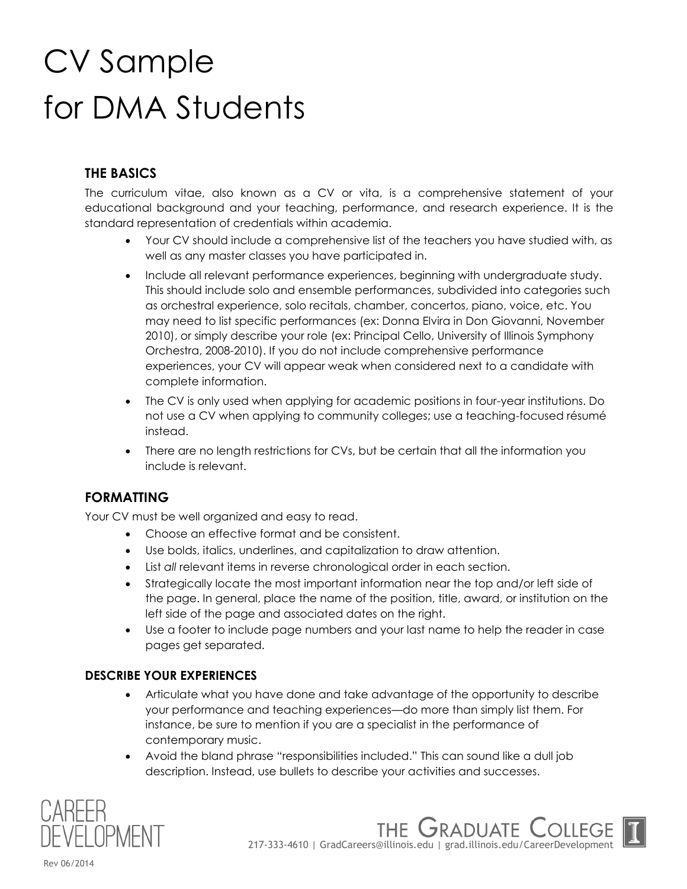# CV Sample for DMA Students

## THE BASICS

The curriculum vitae, also known as a CV or vita, is a comprehensive statement of your educational background and your teaching, performance, and research experience. It is the standard representation of credentials within academia.

- Your CV should include a comprehensive list of the teachers you have studied with, as well as any master classes you have participated in.
- Include all relevant performance experiences, beginning with undergraduate study. This should include solo and ensemble performances, subdivided into categories such as orchestral experience, solo recitals, chamber, concertos, piano, voice, etc. You may need to list specific performances (ex: Donna Elvira in Don Giovanni, November 2010), or simply describe your role (ex: Principal Cello, University of Illinois Symphony Orchestra, 2008-2010). If you do not include comprehensive performance experiences, your CV will appear weak when considered next to a candidate with complete information.
- The CV is only used when applying for academic positions in four-year institutions. Do not use a CV when applying to community colleges; use a teaching-focused résumé instead.
- There are no length restrictions for CVs, but be certain that all the information you include is relevant.

## FORMATTING

Your CV must be well organized and easy to read.

- Choose an effective format and be consistent.
- Use bolds, italics, underlines, and capitalization to draw attention.
- List *all* relevant items in reverse chronological order in each section.
- Strategically locate the most important information near the top and/or left side of the page. In general, place the name of the position, title, award, or institution on the left side of the page and associated dates on the right.
- Use a footer to include page numbers and your last name to help the reader in case pages get separated.

### DESCRIBE YOUR EXPERIENCES

- Articulate what you have done and take advantage of the opportunity to describe your performance and teaching experiences—do more than simply list them. For instance, be sure to mention if you are a specialist in the performance of contemporary music.
- Avoid the bland phrase "responsibilities included." This can sound like a dull job description. Instead, use bullets to describe your activities and successes.

CAREER DEVELOPMENT

THE GRADUATE COLLEGE
217-333-4610 | GradCareers@illinois.edu | grad.illinois.edu/CareerDevelopment

Rev 06/2014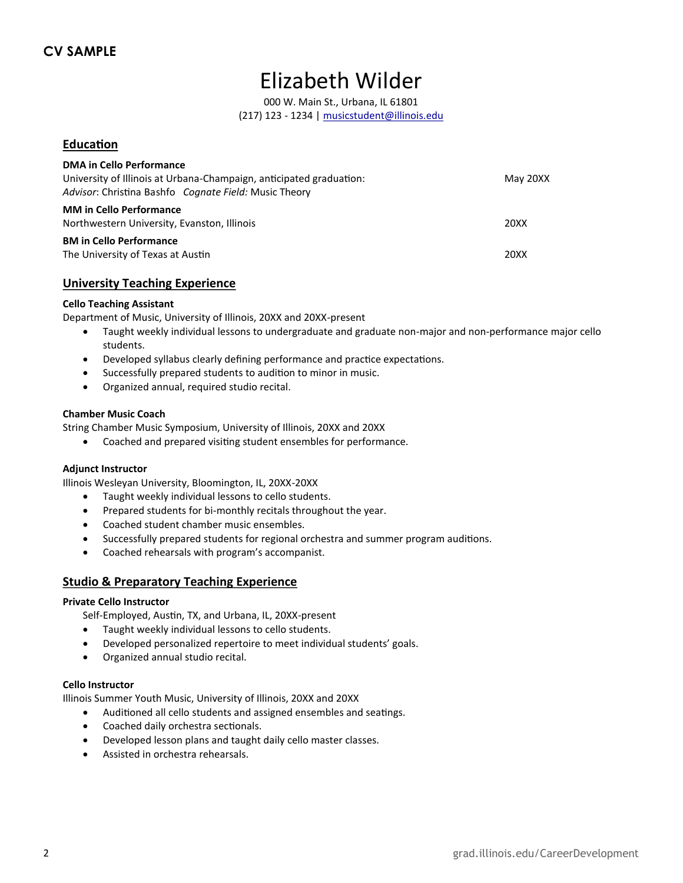**CV SAMPLE**

# Elizabeth Wilder

000 W. Main St., Urbana, IL 61801
(217) 123 - 1234 | musicstudent@illinois.edu

## Education

**DMA in Cello Performance**
University of Illinois at Urbana-Champaign, anticipated graduation: May 20XX
*Advisor*: Christina Bashfo *Cognate Field:* Music Theory

**MM in Cello Performance**
Northwestern University, Evanston, Illinois 20XX

**BM in Cello Performance**
The University of Texas at Austin 20XX

## University Teaching Experience

**Cello Teaching Assistant**
Department of Music, University of Illinois, 20XX and 20XX-present

- Taught weekly individual lessons to undergraduate and graduate non-major and non-performance major cello students.
- Developed syllabus clearly defining performance and practice expectations.
- Successfully prepared students to audition to minor in music.
- Organized annual, required studio recital.

**Chamber Music Coach**
String Chamber Music Symposium, University of Illinois, 20XX and 20XX

- Coached and prepared visiting student ensembles for performance.

**Adjunct Instructor**
Illinois Wesleyan University, Bloomington, IL, 20XX-20XX

- Taught weekly individual lessons to cello students.
- Prepared students for bi-monthly recitals throughout the year.
- Coached student chamber music ensembles.
- Successfully prepared students for regional orchestra and summer program auditions.
- Coached rehearsals with program's accompanist.

## Studio & Preparatory Teaching Experience

**Private Cello Instructor**
Self-Employed, Austin, TX, and Urbana, IL, 20XX-present

- Taught weekly individual lessons to cello students.
- Developed personalized repertoire to meet individual students' goals.
- Organized annual studio recital.

**Cello Instructor**
Illinois Summer Youth Music, University of Illinois, 20XX and 20XX

- Auditioned all cello students and assigned ensembles and seatings.
- Coached daily orchestra sectionals.
- Developed lesson plans and taught daily cello master classes.
- Assisted in orchestra rehearsals.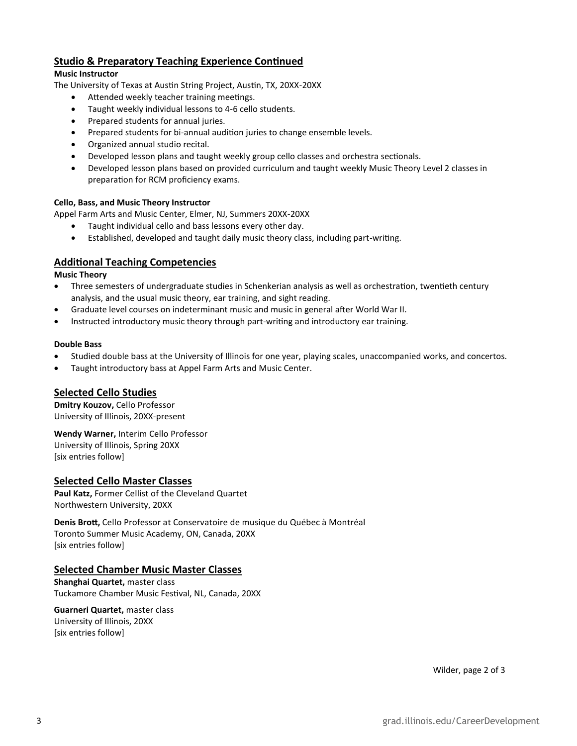## Studio & Preparatory Teaching Experience Continued

**Music Instructor**
The University of Texas at Austin String Project, Austin, TX, 20XX-20XX

- Attended weekly teacher training meetings.
- Taught weekly individual lessons to 4-6 cello students.
- Prepared students for annual juries.
- Prepared students for bi-annual audition juries to change ensemble levels.
- Organized annual studio recital.
- Developed lesson plans and taught weekly group cello classes and orchestra sectionals.
- Developed lesson plans based on provided curriculum and taught weekly Music Theory Level 2 classes in preparation for RCM proficiency exams.

**Cello, Bass, and Music Theory Instructor**
Appel Farm Arts and Music Center, Elmer, NJ, Summers 20XX-20XX

- Taught individual cello and bass lessons every other day.
- Established, developed and taught daily music theory class, including part-writing.

## Additional Teaching Competencies

**Music Theory**

- Three semesters of undergraduate studies in Schenkerian analysis as well as orchestration, twentieth century analysis, and the usual music theory, ear training, and sight reading.
- Graduate level courses on indeterminant music and music in general after World War II.
- Instructed introductory music theory through part-writing and introductory ear training.

**Double Bass**

- Studied double bass at the University of Illinois for one year, playing scales, unaccompanied works, and concertos.
- Taught introductory bass at Appel Farm Arts and Music Center.

## Selected Cello Studies

**Dmitry Kouzov,** Cello Professor
University of Illinois, 20XX-present

**Wendy Warner,** Interim Cello Professor
University of Illinois, Spring 20XX
[six entries follow]

## Selected Cello Master Classes

**Paul Katz,** Former Cellist of the Cleveland Quartet
Northwestern University, 20XX

**Denis Brott,** Cello Professor at Conservatoire de musique du Québec à Montréal
Toronto Summer Music Academy, ON, Canada, 20XX
[six entries follow]

## Selected Chamber Music Master Classes

**Shanghai Quartet,** master class
Tuckamore Chamber Music Festival, NL, Canada, 20XX

**Guarneri Quartet,** master class
University of Illinois, 20XX
[six entries follow]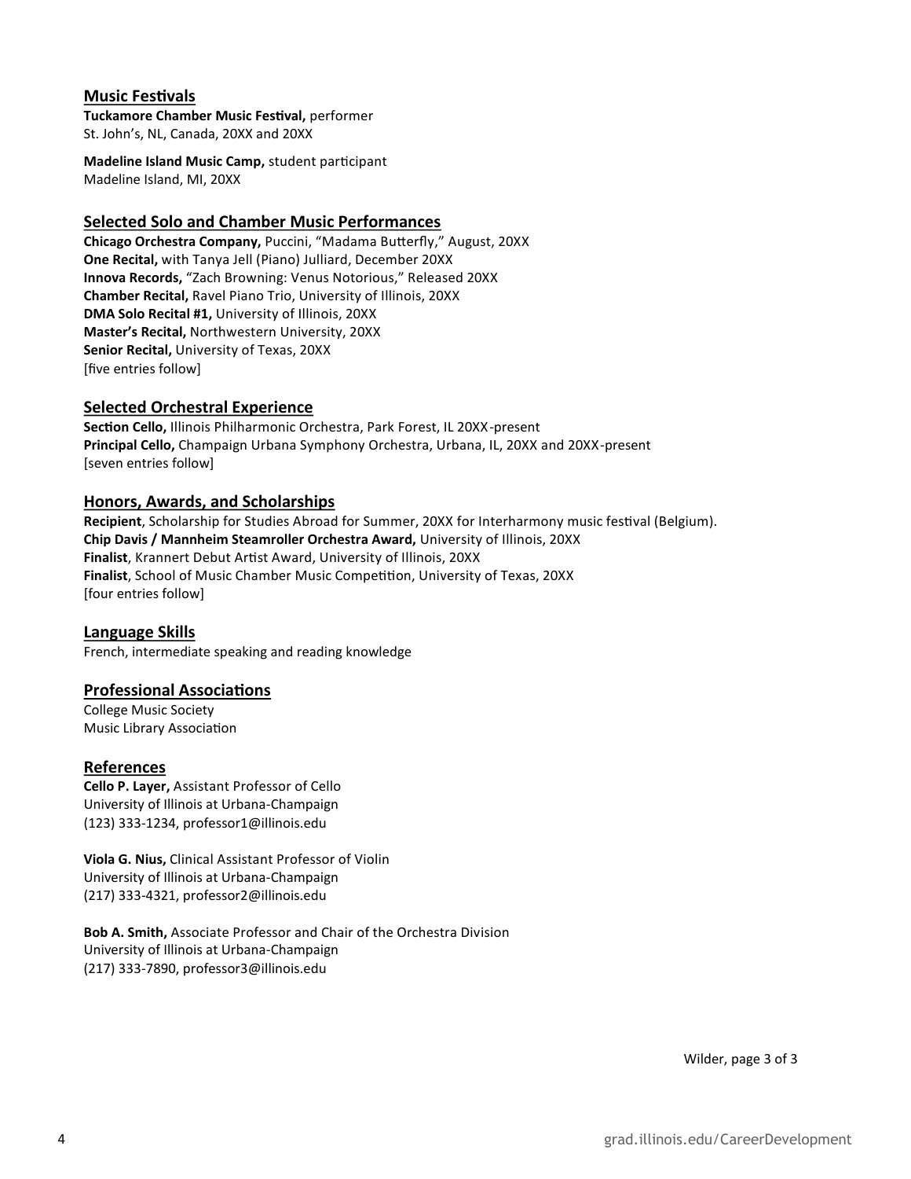## Music Festivals

**Tuckamore Chamber Music Festival,** performer
St. John's, NL, Canada, 20XX and 20XX

**Madeline Island Music Camp,** student participant
Madeline Island, MI, 20XX

## Selected Solo and Chamber Music Performances

**Chicago Orchestra Company,** Puccini, "Madama Butterfly," August, 20XX
**One Recital,** with Tanya Jell (Piano) Julliard, December 20XX
**Innova Records,** "Zach Browning: Venus Notorious," Released 20XX
**Chamber Recital,** Ravel Piano Trio, University of Illinois, 20XX
**DMA Solo Recital #1,** University of Illinois, 20XX
**Master's Recital,** Northwestern University, 20XX
**Senior Recital,** University of Texas, 20XX
[five entries follow]

## Selected Orchestral Experience

**Section Cello,** Illinois Philharmonic Orchestra, Park Forest, IL 20XX-present
**Principal Cello,** Champaign Urbana Symphony Orchestra, Urbana, IL, 20XX and 20XX-present
[seven entries follow]

## Honors, Awards, and Scholarships

**Recipient**, Scholarship for Studies Abroad for Summer, 20XX for Interharmony music festival (Belgium).
**Chip Davis / Mannheim Steamroller Orchestra Award,** University of Illinois, 20XX
**Finalist**, Krannert Debut Artist Award, University of Illinois, 20XX
**Finalist**, School of Music Chamber Music Competition, University of Texas, 20XX
[four entries follow]

## Language Skills

French, intermediate speaking and reading knowledge

## Professional Associations

College Music Society
Music Library Association

## References

**Cello P. Layer,** Assistant Professor of Cello
University of Illinois at Urbana-Champaign
(123) 333-1234, professor1@illinois.edu

**Viola G. Nius,** Clinical Assistant Professor of Violin
University of Illinois at Urbana-Champaign
(217) 333-4321, professor2@illinois.edu

**Bob A. Smith,** Associate Professor and Chair of the Orchestra Division
University of Illinois at Urbana-Champaign
(217) 333-7890, professor3@illinois.edu